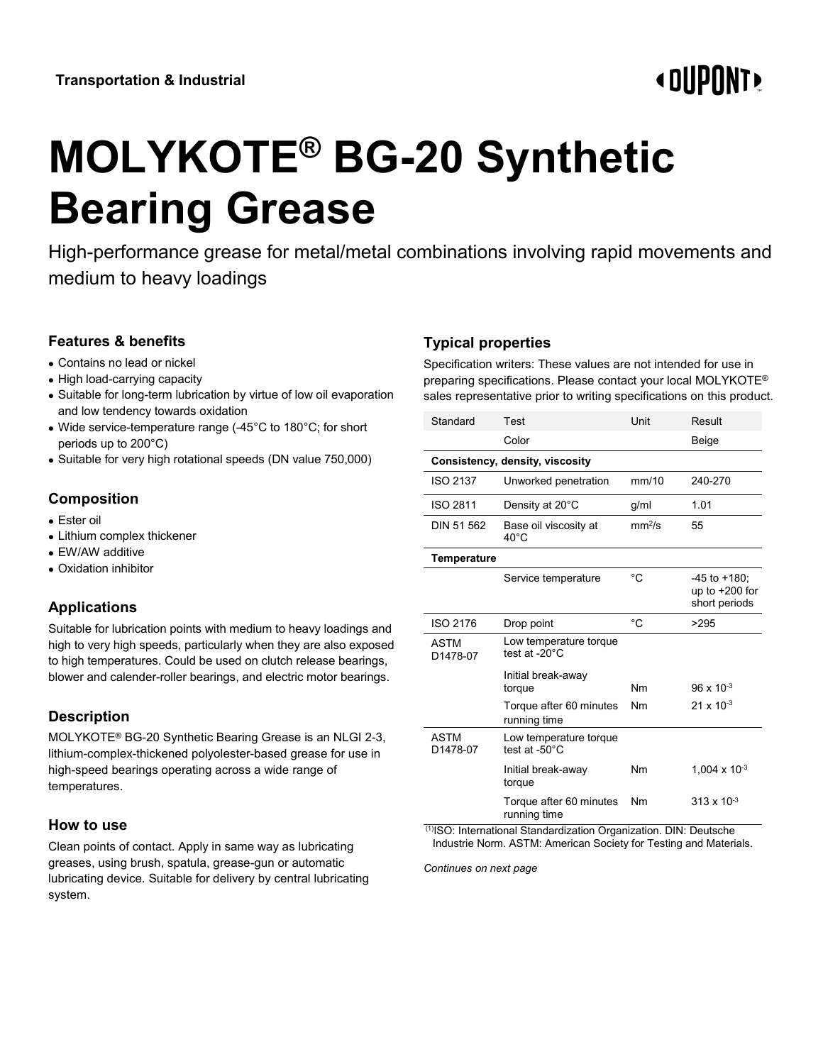Transportation & Industrial

# MOLYKOTE® BG-20 Synthetic Bearing Grease

High-performance grease for metal/metal combinations involving rapid movements and medium to heavy loadings

## Features & benefits

- Contains no lead or nickel
- High load-carrying capacity
- Suitable for long-term lubrication by virtue of low oil evaporation and low tendency towards oxidation
- Wide service-temperature range (-45°C to 180°C; for short periods up to 200°C)
- Suitable for very high rotational speeds (DN value 750,000)

## Composition

- Ester oil
- Lithium complex thickener
- EW/AW additive
- Oxidation inhibitor

## Applications

Suitable for lubrication points with medium to heavy loadings and high to very high speeds, particularly when they are also exposed to high temperatures. Could be used on clutch release bearings, blower and calender-roller bearings, and electric motor bearings.

## Description

MOLYKOTE® BG-20 Synthetic Bearing Grease is an NLGI 2-3, lithium-complex-thickened polyolester-based grease for use in high-speed bearings operating across a wide range of temperatures.

## How to use

Clean points of contact. Apply in same way as lubricating greases, using brush, spatula, grease-gun or automatic lubricating device. Suitable for delivery by central lubricating system.

## Typical properties

Specification writers: These values are not intended for use in preparing specifications. Please contact your local MOLYKOTE® sales representative prior to writing specifications on this product.

| Standard | Test | Unit | Result |
|---|---|---|---|
| | Color | | Beige |
| **Consistency, density, viscosity** | | | |
| ISO 2137 | Unworked penetration | mm/10 | 240-270 |
| ISO 2811 | Density at 20°C | g/ml | 1.01 |
| DIN 51 562 | Base oil viscosity at 40°C | $mm^2/s$ | 55 |
| **Temperature** | | | |
| | Service temperature | °C | -45 to +180; up to +200 for short periods |
| ISO 2176 | Drop point | °C | >295 |
| ASTM D1478-07 | Low temperature torque test at -20°C | | |
| | Initial break-away torque | Nm | $96 \times 10^{-3}$ |
| | Torque after 60 minutes running time | Nm | $21 \times 10^{-3}$ |
| ASTM D1478-07 | Low temperature torque test at -50°C | | |
| | Initial break-away torque | Nm | $1{,}004 \times 10^{-3}$ |
| | Torque after 60 minutes running time | Nm | $313 \times 10^{-3}$ |

[1]ISO: International Standardization Organization. DIN: Deutsche Industrie Norm. ASTM: American Society for Testing and Materials.

*Continues on next page*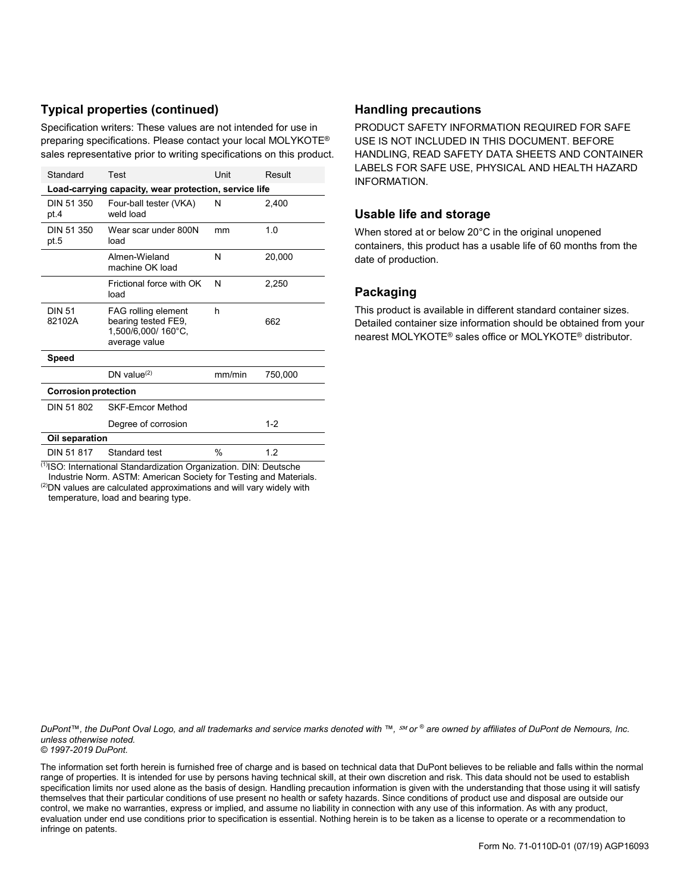## Typical properties (continued)

Specification writers: These values are not intended for use in preparing specifications. Please contact your local MOLYKOTE® sales representative prior to writing specifications on this product.

| Standard | Test | Unit | Result |
|---|---|---|---|
| **Load-carrying capacity, wear protection, service life** | | | |
| DIN 51 350 pt.4 | Four-ball tester (VKA) weld load | N | 2,400 |
| DIN 51 350 pt.5 | Wear scar under 800N load | mm | 1.0 |
| | Almen-Wieland machine OK load | N | 20,000 |
| | Frictional force with OK load | N | 2,250 |
| DIN 51 82102A | FAG rolling element bearing tested FE9, 1,500/6,000/ 160°C, average value | h | 662 |
| **Speed** | | | |
| | DN value[2] | mm/min | 750,000 |
| **Corrosion protection** | | | |
| DIN 51 802 | SKF-Emcor Method | | |
| | Degree of corrosion | | 1-2 |
| **Oil separation** | | | |
| DIN 51 817 | Standard test | % | 1.2 |

[1]ISO: International Standardization Organization. DIN: Deutsche Industrie Norm. ASTM: American Society for Testing and Materials.
[2]DN values are calculated approximations and will vary widely with temperature, load and bearing type.

## Handling precautions

PRODUCT SAFETY INFORMATION REQUIRED FOR SAFE USE IS NOT INCLUDED IN THIS DOCUMENT. BEFORE HANDLING, READ SAFETY DATA SHEETS AND CONTAINER LABELS FOR SAFE USE, PHYSICAL AND HEALTH HAZARD INFORMATION.

## Usable life and storage

When stored at or below 20°C in the original unopened containers, this product has a usable life of 60 months from the date of production.

## Packaging

This product is available in different standard container sizes. Detailed container size information should be obtained from your nearest MOLYKOTE® sales office or MOLYKOTE® distributor.

*DuPont™, the DuPont Oval Logo, and all trademarks and service marks denoted with ™, ℠ or ® are owned by affiliates of DuPont de Nemours, Inc. unless otherwise noted.*
*© 1997-2019 DuPont.*

The information set forth herein is furnished free of charge and is based on technical data that DuPont believes to be reliable and falls within the normal range of properties. It is intended for use by persons having technical skill, at their own discretion and risk. This data should not be used to establish specification limits nor used alone as the basis of design. Handling precaution information is given with the understanding that those using it will satisfy themselves that their particular conditions of use present no health or safety hazards. Since conditions of product use and disposal are outside our control, we make no warranties, express or implied, and assume no liability in connection with any use of this information. As with any product, evaluation under end use conditions prior to specification is essential. Nothing herein is to be taken as a license to operate or a recommendation to infringe on patents.

Form No. 71-0110D-01 (07/19) AGP16093